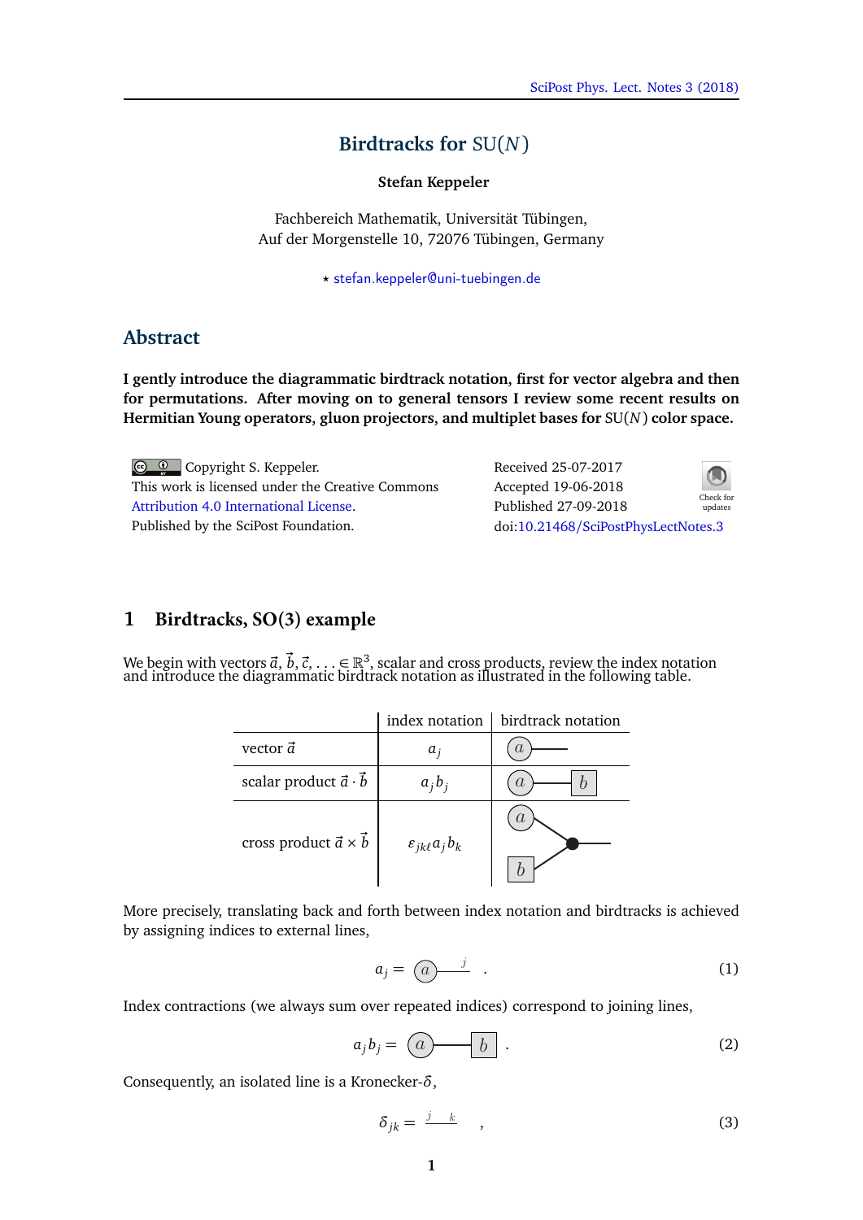# Birdtracks for SU($N$)

**Stefan Keppeler**

Fachbereich Mathematik, Universität Tübingen,
Auf der Morgenstelle 10, 72076 Tübingen, Germany

⋆ stefan.keppeler@uni-tuebingen.de

## Abstract

**I gently introduce the diagrammatic birdtrack notation, first for vector algebra and then for permutations. After moving on to general tensors I review some recent results on Hermitian Young operators, gluon projectors, and multiplet bases for SU($N$) color space.**

Copyright S. Keppeler.
This work is licensed under the Creative Commons Attribution 4.0 International License.
Published by the SciPost Foundation.

Received 25-07-2017
Accepted 19-06-2018
Published 27-09-2018
doi:10.21468/SciPostPhysLectNotes.3

## 1 Birdtracks, SO(3) example

We begin with vectors $\vec{a}, \vec{b}, \vec{c}, \ldots \in \mathbb{R}^3$, scalar and cross products, review the index notation and introduce the diagrammatic birdtrack notation as illustrated in the following table.

| | index notation | birdtrack notation |
|---|---|---|
| vector $\vec{a}$ | $a_j$ | (a)— |
| scalar product $\vec{a} \cdot \vec{b}$ | $a_j b_j$ | (a)—[b] |
| cross product $\vec{a} \times \vec{b}$ | $\varepsilon_{jk\ell} a_j b_k$ | (a) and [b] joined at a vertex with an outgoing line |

More precisely, translating back and forth between index notation and birdtracks is achieved by assigning indices to external lines,

$$a_j = \text{(a)}\!\!\overset{j}{\text{——}} \quad . \tag{1}$$

Index contractions (we always sum over repeated indices) correspond to joining lines,

$$a_j b_j = \text{(a)}\text{——}\text{[b]} \quad . \tag{2}$$

Consequently, an isolated line is a Kronecker-$\delta$,

$$\delta_{jk} = \overset{j \quad k}{\text{———}} \quad , \tag{3}$$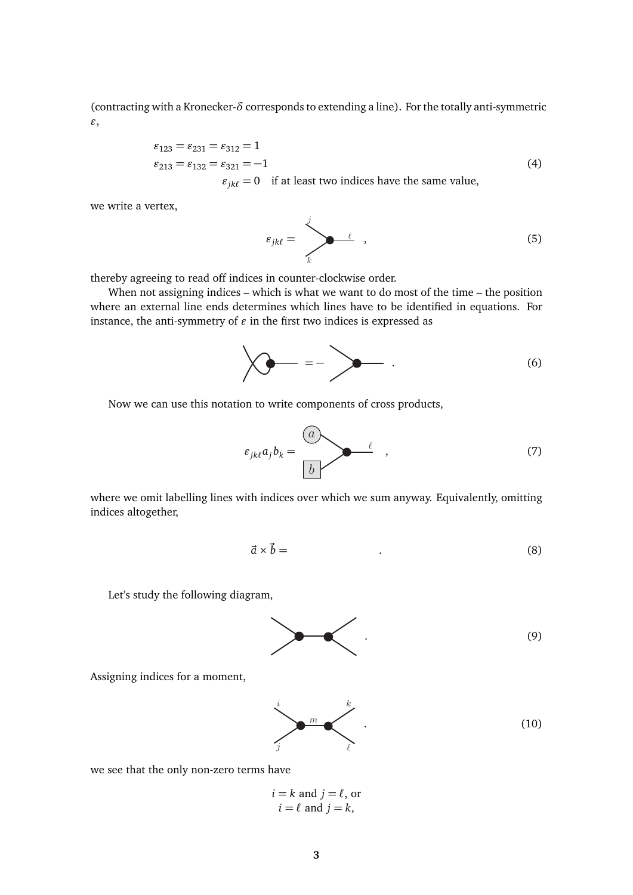(contracting with a Kronecker-$\delta$ corresponds to extending a line). For the totally anti-symmetric $\varepsilon$,

$$
\begin{aligned}
\varepsilon_{123} = \varepsilon_{231} = \varepsilon_{312} &= 1 \\
\varepsilon_{213} = \varepsilon_{132} = \varepsilon_{321} &= -1 \\
\varepsilon_{jk\ell} &= 0 \quad \text{if at least two indices have the same value,}
\end{aligned}
\tag{4}
$$

we write a vertex,

$$\varepsilon_{jk\ell} = \quad , \tag{5}$$

thereby agreeing to read off indices in counter-clockwise order.

When not assigning indices – which is what we want to do most of the time – the position where an external line ends determines which lines have to be identified in equations. For instance, the anti-symmetry of $\varepsilon$ in the first two indices is expressed as

$$= - \quad . \tag{6}$$

Now we can use this notation to write components of cross products,

$$\varepsilon_{jk\ell} a_j b_k = \quad , \tag{7}$$

where we omit labelling lines with indices over which we sum anyway. Equivalently, omitting indices altogether,

$$\vec{a} \times \vec{b} = \quad . \tag{8}$$

Let's study the following diagram,

$$\quad . \tag{9}$$

Assigning indices for a moment,

$$\quad . \tag{10}$$

we see that the only non-zero terms have

$i = k$ and $j = \ell$, or
$i = \ell$ and $j = k$,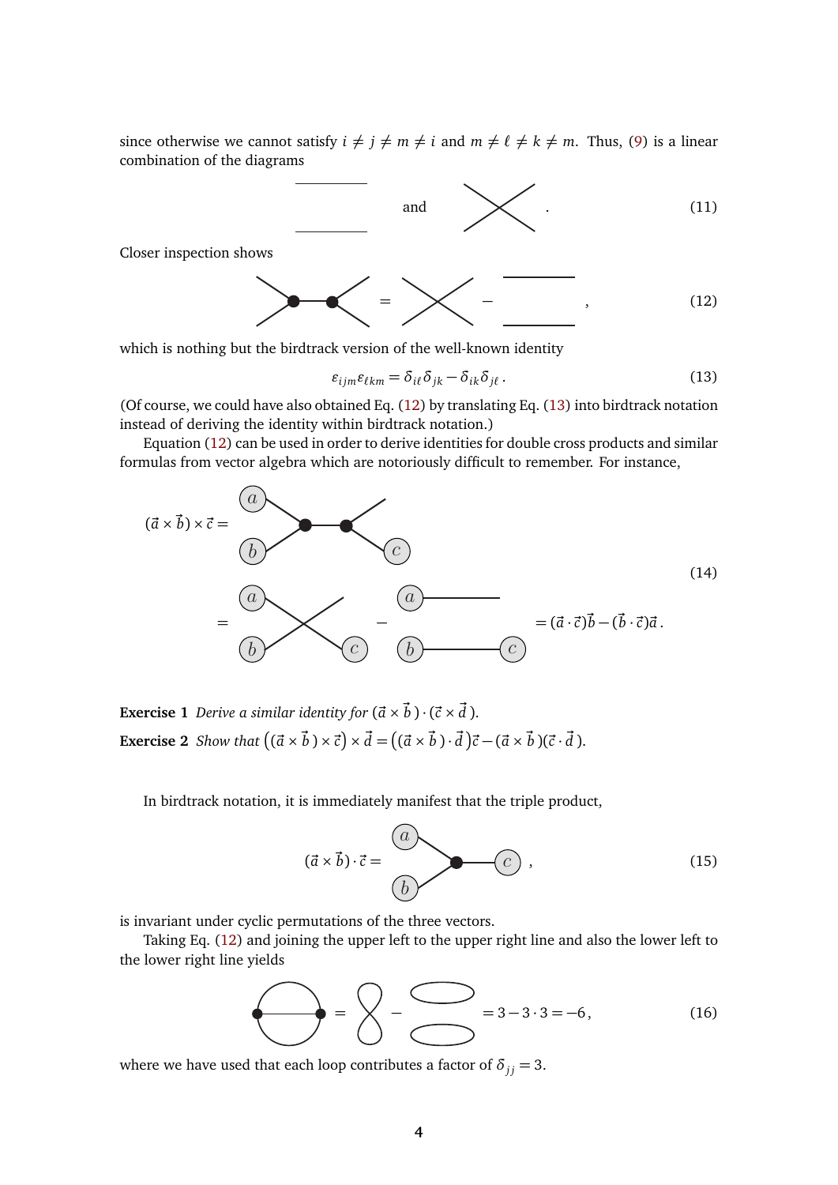since otherwise we cannot satisfy $i \neq j \neq m \neq i$ and $m \neq \ell \neq k \neq m$. Thus, (9) is a linear combination of the diagrams

$$\text{[two parallel horizontal lines]} \quad \text{and} \quad \text{[crossed lines]} \,. \tag{11}$$

Closer inspection shows

$$\text{[two vertices joined by a line]} = \text{[crossed lines]} - \text{[two parallel horizontal lines]} \,, \tag{12}$$

which is nothing but the birdtrack version of the well-known identity

$$\varepsilon_{ijm}\varepsilon_{\ell k m} = \delta_{i\ell}\delta_{jk} - \delta_{ik}\delta_{j\ell} \,. \tag{13}$$

(Of course, we could have also obtained Eq. (12) by translating Eq. (13) into birdtrack notation instead of deriving the identity within birdtrack notation.)

Equation (12) can be used in order to derive identities for double cross products and similar formulas from vector algebra which are notoriously difficult to remember. For instance,

$$(\vec{a} \times \vec{b}) \times \vec{c} = \text{[diagram]} = \text{[diagram]} - \text{[diagram]} = (\vec{a} \cdot \vec{c})\vec{b} - (\vec{b} \cdot \vec{c})\vec{a} \,. \tag{14}$$

**Exercise 1** *Derive a similar identity for* $(\vec{a} \times \vec{b}) \cdot (\vec{c} \times \vec{d})$.

**Exercise 2** *Show that* $\big((\vec{a} \times \vec{b}) \times \vec{c}\big) \times \vec{d} = \big((\vec{a} \times \vec{b}) \cdot \vec{d}\big)\vec{c} - (\vec{a} \times \vec{b})(\vec{c} \cdot \vec{d})$.

In birdtrack notation, it is immediately manifest that the triple product,

$$(\vec{a} \times \vec{b}) \cdot \vec{c} = \text{[diagram]} \,, \tag{15}$$

is invariant under cyclic permutations of the three vectors.

Taking Eq. (12) and joining the upper left to the upper right line and also the lower left to the lower right line yields

$$\text{[diagram]} = \text{[figure-eight]} - \text{[two loops]} = 3 - 3 \cdot 3 = -6 \,, \tag{16}$$

where we have used that each loop contributes a factor of $\delta_{jj} = 3$.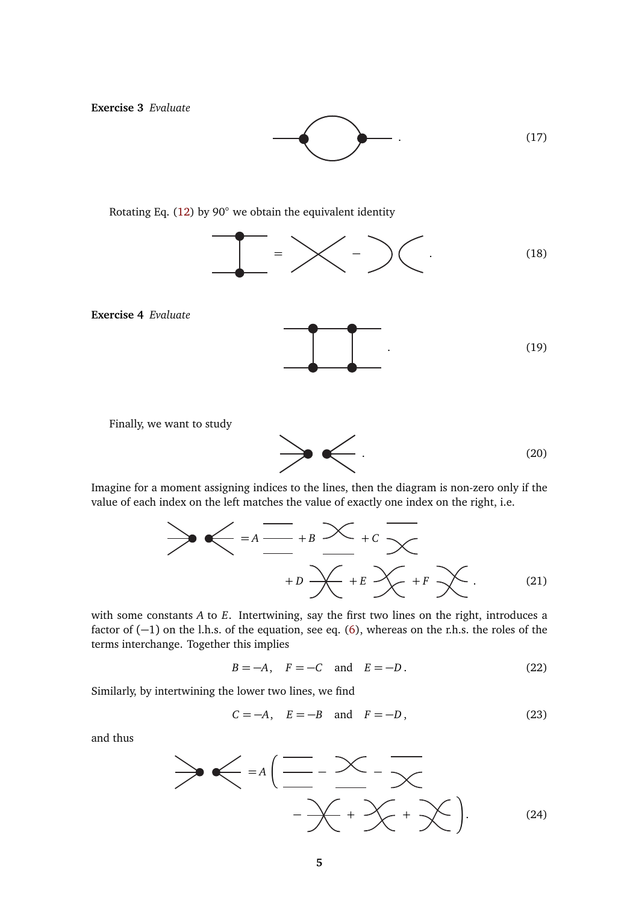**Exercise 3** *Evaluate*

$$(17)$$

Rotating Eq. (12) by 90° we obtain the equivalent identity

$$= \quad - \quad . \qquad (18)$$

**Exercise 4** *Evaluate*

$$. \qquad (19)$$

Finally, we want to study

$$. \qquad (20)$$

Imagine for a moment assigning indices to the lines, then the diagram is non-zero only if the value of each index on the left matches the value of exactly one index on the right, i.e.

$$= A \quad + B \quad + C \quad + D \quad + E \quad + F \quad . \qquad (21)$$

with some constants $A$ to $E$. Intertwining, say the first two lines on the right, introduces a factor of $(-1)$ on the l.h.s. of the equation, see eq. (6), whereas on the r.h.s. the roles of the terms interchange. Together this implies

$$B = -A, \quad F = -C \quad \text{and} \quad E = -D\,. \qquad (22)$$

Similarly, by intertwining the lower two lines, we find

$$C = -A, \quad E = -B \quad \text{and} \quad F = -D\,, \qquad (23)$$

and thus

$$= A\Big( \quad - \quad - \quad - \quad + \quad + \quad \Big). \qquad (24)$$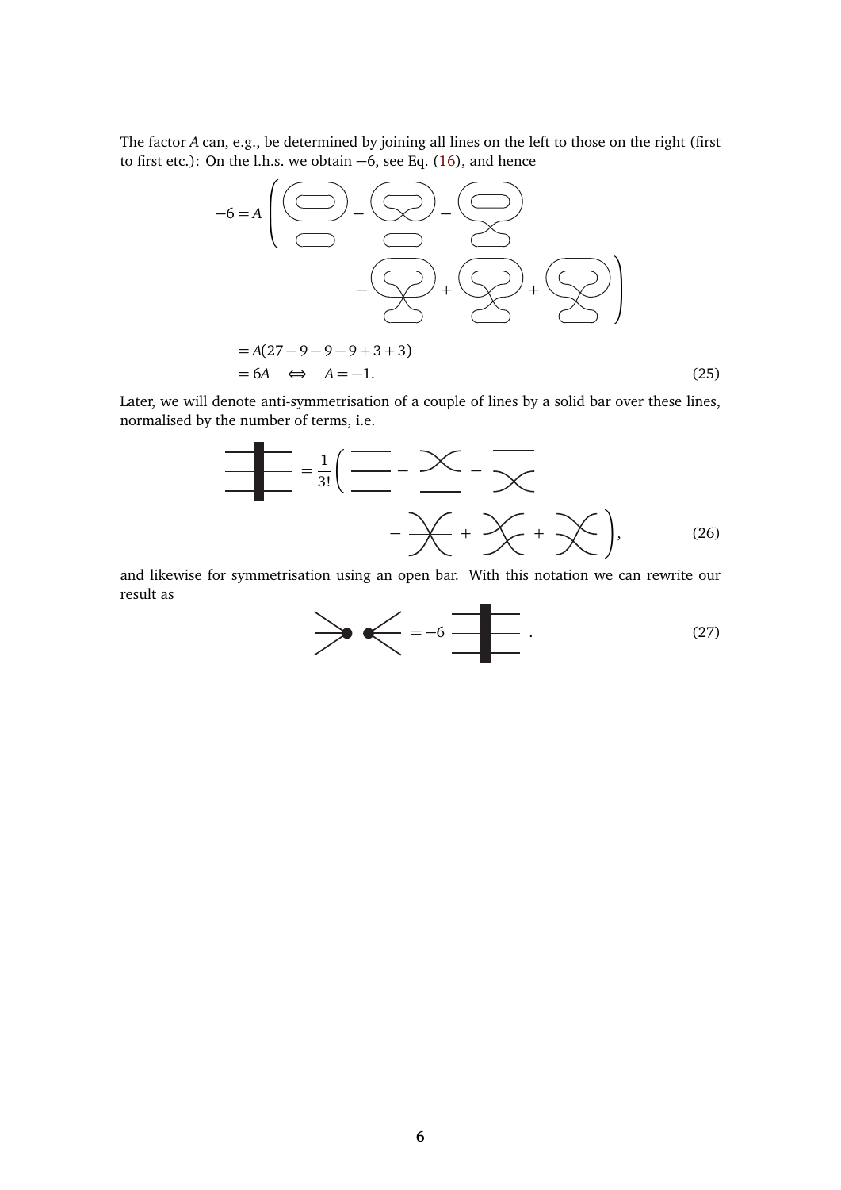The factor $A$ can, e.g., be determined by joining all lines on the left to those on the right (first to first etc.): On the l.h.s. we obtain $-6$, see Eq. (16), and hence

$$-6 = A\Big( \ldots \Big)$$

$$= A(27 - 9 - 9 - 9 + 3 + 3)$$

$$= 6A \quad \Leftrightarrow \quad A = -1. \tag{25}$$

Later, we will denote anti-symmetrisation of a couple of lines by a solid bar over these lines, normalised by the number of terms, i.e.

$$= \frac{1}{3!}\Big( \ldots \Big), \tag{26}$$

and likewise for symmetrisation using an open bar. With this notation we can rewrite our result as

$$= -6 \quad . \tag{27}$$